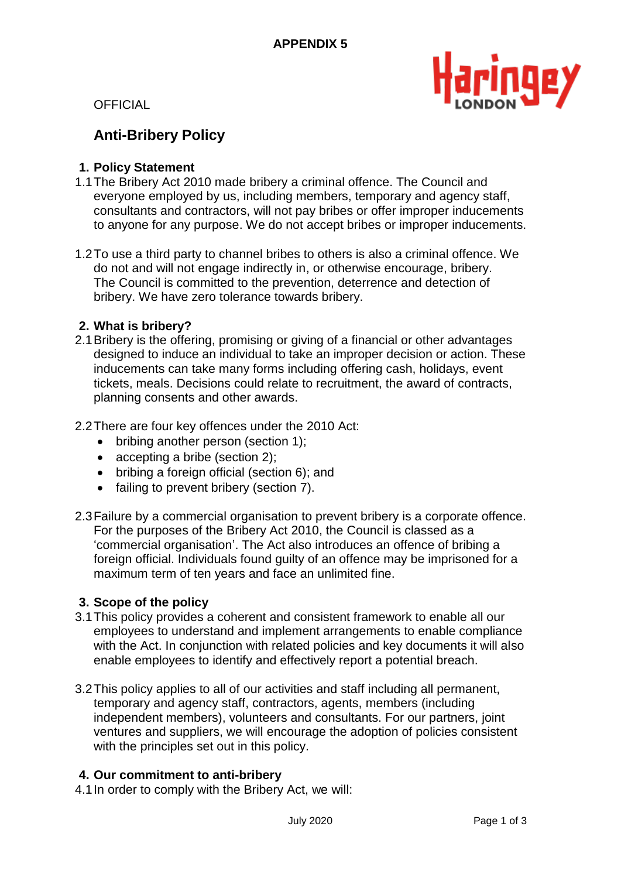APPENDIX 5

OFFICIAL

# Anti-Bribery Policy

## 1. Policy Statement

1.1 The Bribery Act 2010 made bribery a criminal offence. The Council and everyone employed by us, including members, temporary and agency staff, consultants and contractors, will not pay bribes or offer improper inducements to anyone for any purpose. We do not accept bribes or improper inducements.

1.2 To use a third party to channel bribes to others is also a criminal offence. We do not and will not engage indirectly in, or otherwise encourage, bribery. The Council is committed to the prevention, deterrence and detection of bribery. We have zero tolerance towards bribery.

## 2. What is bribery?

2.1 Bribery is the offering, promising or giving of a financial or other advantages designed to induce an individual to take an improper decision or action. These inducements can take many forms including offering cash, holidays, event tickets, meals. Decisions could relate to recruitment, the award of contracts, planning consents and other awards.

2.2 There are four key offences under the 2010 Act:

- bribing another person (section 1);
- accepting a bribe (section 2);
- bribing a foreign official (section 6); and
- failing to prevent bribery (section 7).

2.3 Failure by a commercial organisation to prevent bribery is a corporate offence. For the purposes of the Bribery Act 2010, the Council is classed as a 'commercial organisation'. The Act also introduces an offence of bribing a foreign official. Individuals found guilty of an offence may be imprisoned for a maximum term of ten years and face an unlimited fine.

## 3. Scope of the policy

3.1 This policy provides a coherent and consistent framework to enable all our employees to understand and implement arrangements to enable compliance with the Act. In conjunction with related policies and key documents it will also enable employees to identify and effectively report a potential breach.

3.2 This policy applies to all of our activities and staff including all permanent, temporary and agency staff, contractors, agents, members (including independent members), volunteers and consultants. For our partners, joint ventures and suppliers, we will encourage the adoption of policies consistent with the principles set out in this policy.

## 4. Our commitment to anti-bribery

4.1 In order to comply with the Bribery Act, we will: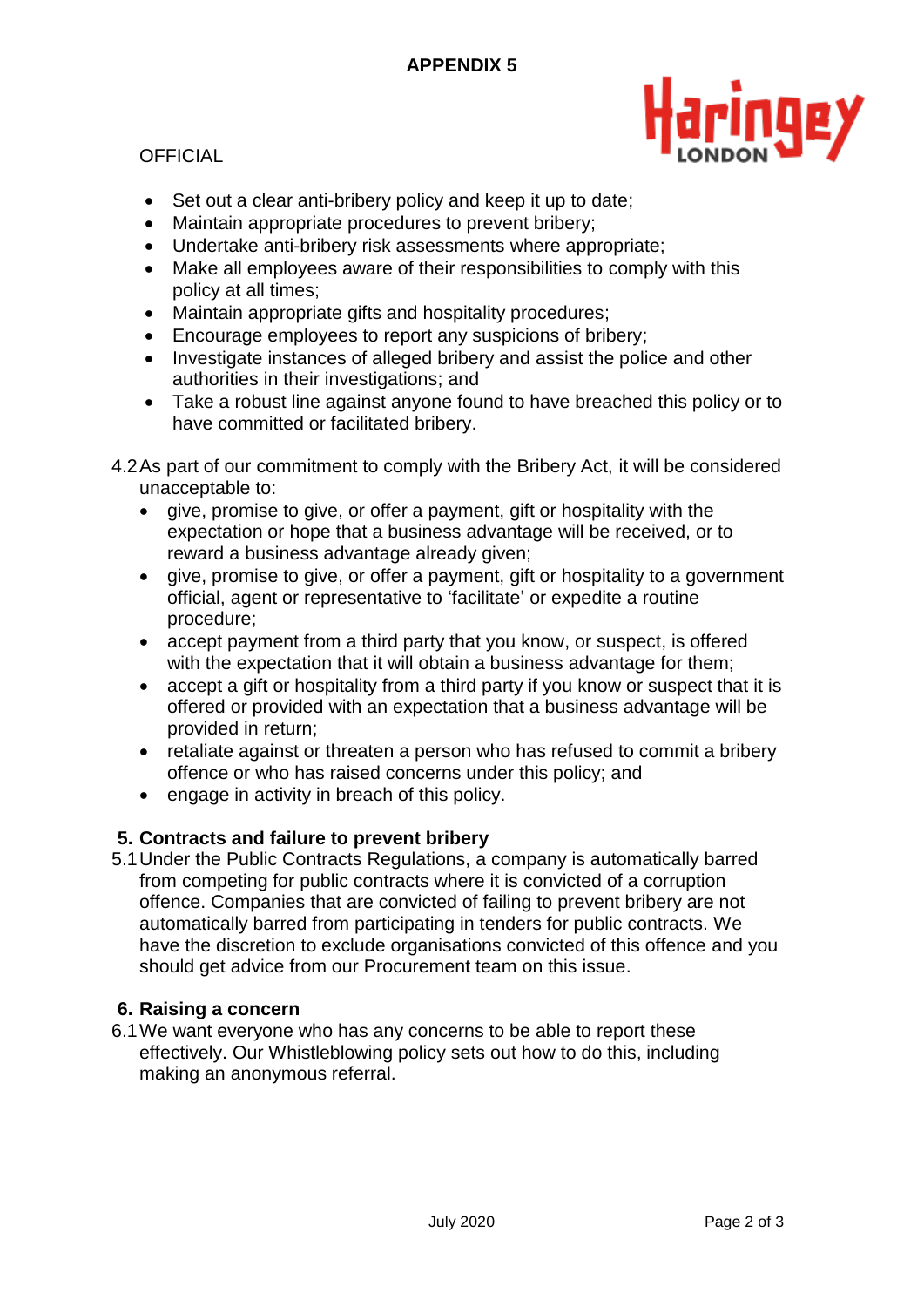- Set out a clear anti-bribery policy and keep it up to date;
- Maintain appropriate procedures to prevent bribery;
- Undertake anti-bribery risk assessments where appropriate;
- Make all employees aware of their responsibilities to comply with this policy at all times;
- Maintain appropriate gifts and hospitality procedures;
- Encourage employees to report any suspicions of bribery;
- Investigate instances of alleged bribery and assist the police and other authorities in their investigations; and
- Take a robust line against anyone found to have breached this policy or to have committed or facilitated bribery.

4.2 As part of our commitment to comply with the Bribery Act, it will be considered unacceptable to:

- give, promise to give, or offer a payment, gift or hospitality with the expectation or hope that a business advantage will be received, or to reward a business advantage already given;
- give, promise to give, or offer a payment, gift or hospitality to a government official, agent or representative to 'facilitate' or expedite a routine procedure;
- accept payment from a third party that you know, or suspect, is offered with the expectation that it will obtain a business advantage for them;
- accept a gift or hospitality from a third party if you know or suspect that it is offered or provided with an expectation that a business advantage will be provided in return;
- retaliate against or threaten a person who has refused to commit a bribery offence or who has raised concerns under this policy; and
- engage in activity in breach of this policy.

## 5. Contracts and failure to prevent bribery

5.1 Under the Public Contracts Regulations, a company is automatically barred from competing for public contracts where it is convicted of a corruption offence. Companies that are convicted of failing to prevent bribery are not automatically barred from participating in tenders for public contracts. We have the discretion to exclude organisations convicted of this offence and you should get advice from our Procurement team on this issue.

## 6. Raising a concern

6.1 We want everyone who has any concerns to be able to report these effectively. Our Whistleblowing policy sets out how to do this, including making an anonymous referral.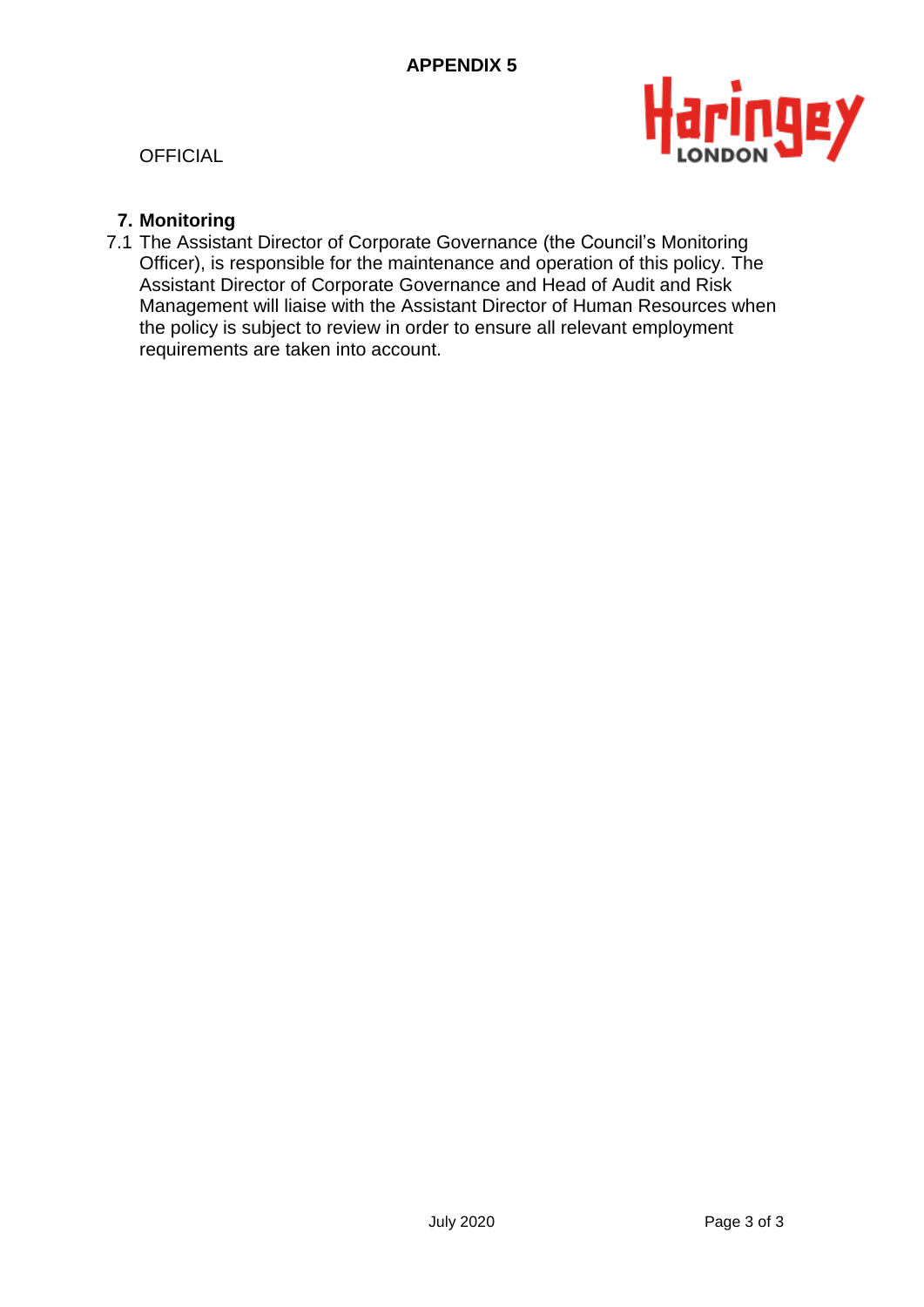## 7. Monitoring

7.1 The Assistant Director of Corporate Governance (the Council's Monitoring Officer), is responsible for the maintenance and operation of this policy. The Assistant Director of Corporate Governance and Head of Audit and Risk Management will liaise with the Assistant Director of Human Resources when the policy is subject to review in order to ensure all relevant employment requirements are taken into account.